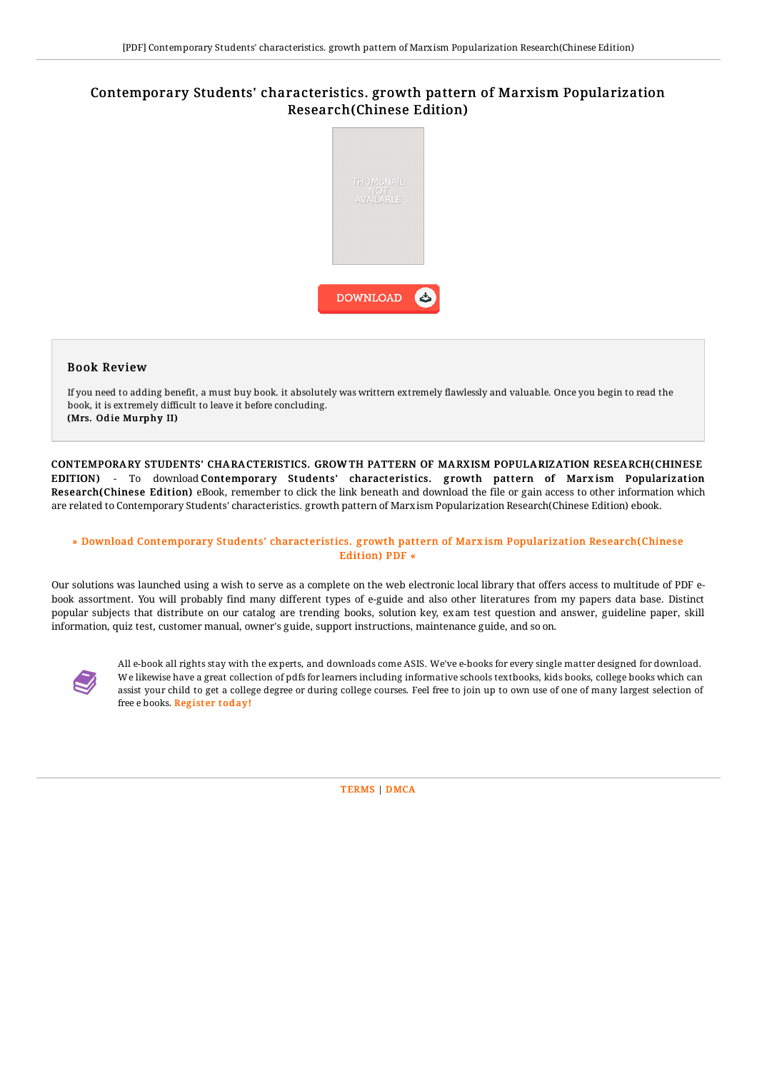# Contemporary Students' characteristics. growth pattern of Marxism Popularization Research(Chinese Edition)

DOWNLOAD

## Book Review

If you need to adding benefit, a must buy book. it absolutely was writtern extremely flawlessly and valuable. Once you begin to read the book, it is extremely difficult to leave it before concluding.
**(Mrs. Odie Murphy II)**

**CONTEMPORARY STUDENTS' CHARACTERISTICS. GROWTH PATTERN OF MARXISM POPULARIZATION RESEARCH(CHINESE EDITION)** - To download **Contemporary Students' characteristics. growth pattern of Marxism Popularization Research(Chinese Edition)** eBook, remember to click the link beneath and download the file or gain access to other information which are related to Contemporary Students' characteristics. growth pattern of Marxism Popularization Research(Chinese Edition) ebook.

» Download Contemporary Students' characteristics. growth pattern of Marxism Popularization Research(Chinese Edition) PDF «

Our solutions was launched using a wish to serve as a complete on the web electronic local library that offers access to multitude of PDF e-book assortment. You will probably find many different types of e-guide and also other literatures from my papers data base. Distinct popular subjects that distribute on our catalog are trending books, solution key, exam test question and answer, guideline paper, skill information, quiz test, customer manual, owner's guide, support instructions, maintenance guide, and so on.

All e-book all rights stay with the experts, and downloads come ASIS. We've e-books for every single matter designed for download. We likewise have a great collection of pdfs for learners including informative schools textbooks, kids books, college books which can assist your child to get a college degree or during college courses. Feel free to join up to own use of one of many largest selection of free e books. Register today!

TERMS | DMCA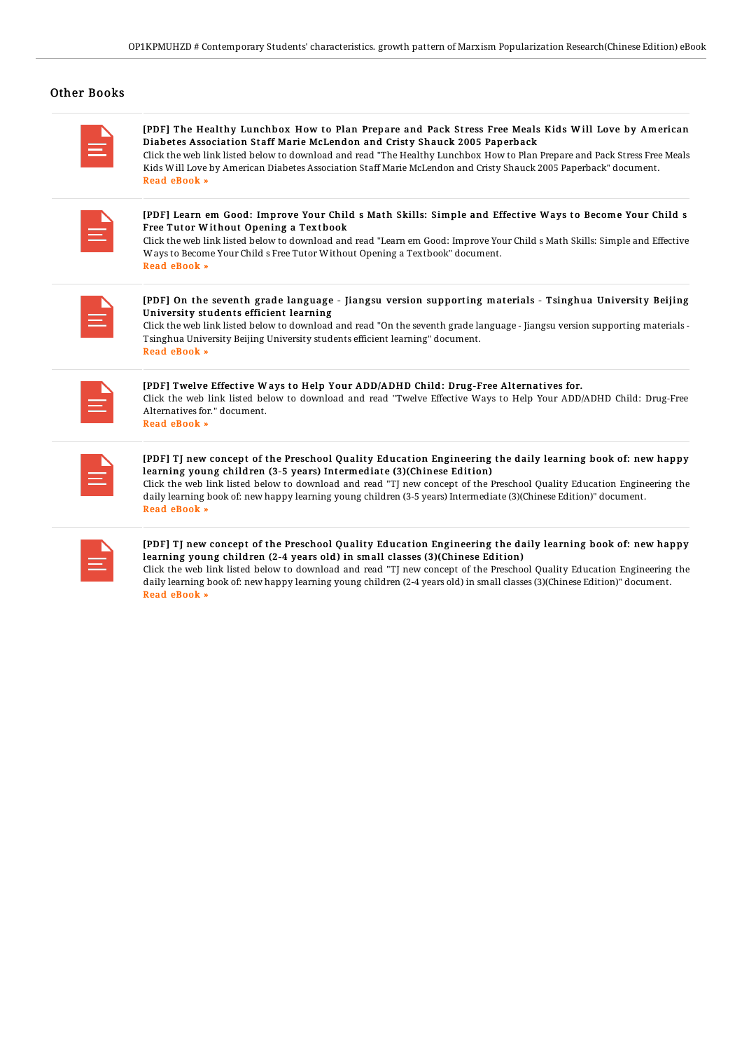## Other Books

[PDF] The Healthy Lunchbox How to Plan Prepare and Pack Stress Free Meals Kids Will Love by American Diabetes Association Staff Marie McLendon and Cristy Shauck 2005 Paperback

Click the web link listed below to download and read "The Healthy Lunchbox How to Plan Prepare and Pack Stress Free Meals Kids Will Love by American Diabetes Association Staff Marie McLendon and Cristy Shauck 2005 Paperback" document.

Read eBook »

[PDF] Learn em Good: Improve Your Child s Math Skills: Simple and Effective Ways to Become Your Child s Free Tutor Without Opening a Textbook

Click the web link listed below to download and read "Learn em Good: Improve Your Child s Math Skills: Simple and Effective Ways to Become Your Child s Free Tutor Without Opening a Textbook" document.

Read eBook »

[PDF] On the seventh grade language - Jiangsu version supporting materials - Tsinghua University Beijing University students efficient learning

Click the web link listed below to download and read "On the seventh grade language - Jiangsu version supporting materials - Tsinghua University Beijing University students efficient learning" document.

Read eBook »

[PDF] Twelve Effective Ways to Help Your ADD/ADHD Child: Drug-Free Alternatives for.

Click the web link listed below to download and read "Twelve Effective Ways to Help Your ADD/ADHD Child: Drug-Free Alternatives for." document.

Read eBook »

[PDF] TJ new concept of the Preschool Quality Education Engineering the daily learning book of: new happy learning young children (3-5 years) Intermediate (3)(Chinese Edition)

Click the web link listed below to download and read "TJ new concept of the Preschool Quality Education Engineering the daily learning book of: new happy learning young children (3-5 years) Intermediate (3)(Chinese Edition)" document.

Read eBook »

[PDF] TJ new concept of the Preschool Quality Education Engineering the daily learning book of: new happy learning young children (2-4 years old) in small classes (3)(Chinese Edition)

Click the web link listed below to download and read "TJ new concept of the Preschool Quality Education Engineering the daily learning book of: new happy learning young children (2-4 years old) in small classes (3)(Chinese Edition)" document.

Read eBook »